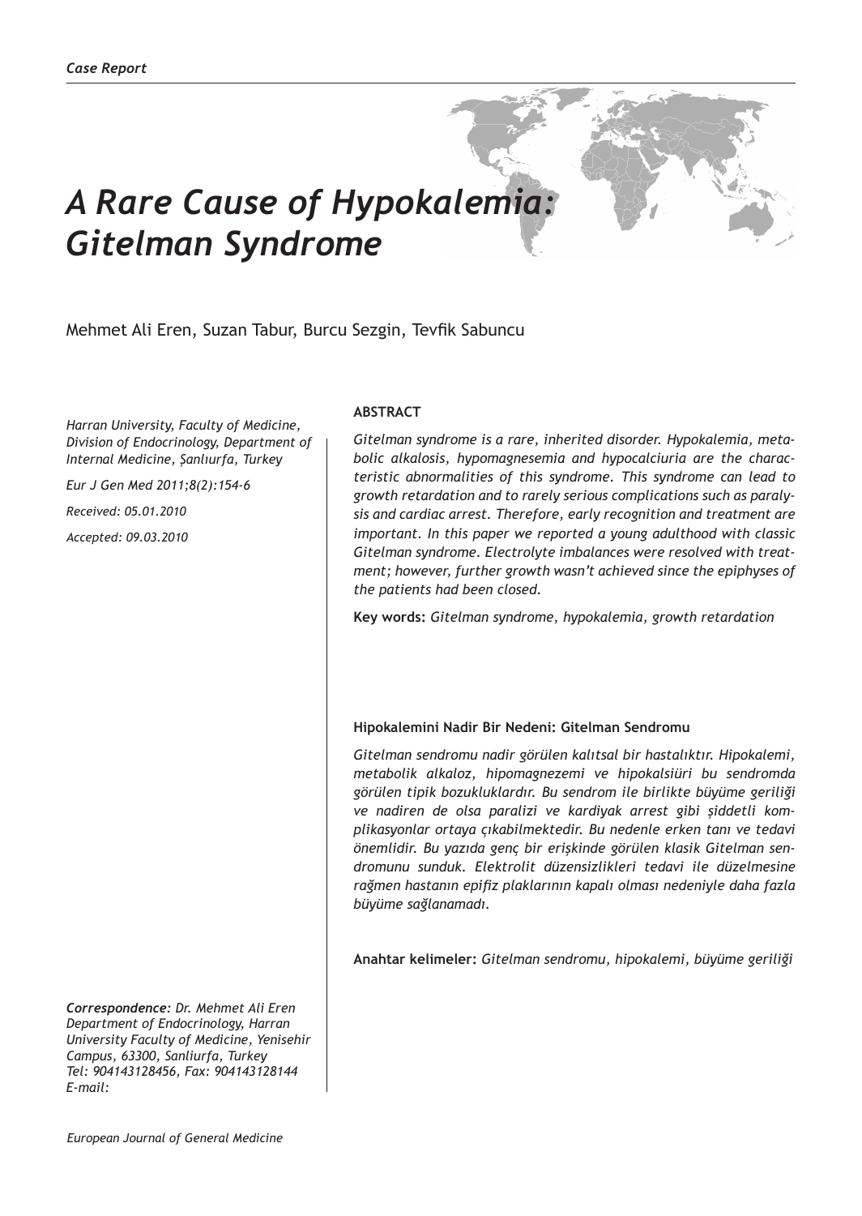*Case Report*

# A Rare Cause of Hypokalemia: Gitelman Syndrome

Mehmet Ali Eren, Suzan Tabur, Burcu Sezgin, Tevfik Sabuncu

*Harran University, Faculty of Medicine, Division of Endocrinology, Department of Internal Medicine, Şanlıurfa, Turkey*

*Eur J Gen Med 2011;8(2):154-6*

*Received: 05.01.2010*

*Accepted: 09.03.2010*

## ABSTRACT

*Gitelman syndrome is a rare, inherited disorder. Hypokalemia, metabolic alkalosis, hypomagnesemia and hypocalciuria are the characteristic abnormalities of this syndrome. This syndrome can lead to growth retardation and to rarely serious complications such as paralysis and cardiac arrest. Therefore, early recognition and treatment are important. In this paper we reported a young adulthood with classic Gitelman syndrome. Electrolyte imbalances were resolved with treatment; however, further growth wasn't achieved since the epiphyses of the patients had been closed.*

**Key words:** *Gitelman syndrome, hypokalemia, growth retardation*

### Hipokalemini Nadir Bir Nedeni: Gitelman Sendromu

*Gitelman sendromu nadir görülen kalıtsal bir hastalıktır. Hipokalemi, metabolik alkaloz, hipomagnezemi ve hipokalsiüri bu sendromda görülen tipik bozukluklardır. Bu sendrom ile birlikte büyüme geriliği ve nadiren de olsa paralizi ve kardiyak arrest gibi şiddetli komplikasyonlar ortaya çıkabilmektedir. Bu nedenle erken tanı ve tedavi önemlidir. Bu yazıda genç bir erişkinde görülen klasik Gitelman sendromunu sunduk. Elektrolit düzensizlikleri tedavi ile düzelmesine rağmen hastanın epifiz plaklarının kapalı olması nedeniyle daha fazla büyüme sağlanamadı.*

**Anahtar kelimeler:** *Gitelman sendromu, hipokalemi, büyüme geriliği*

***Correspondence:*** *Dr. Mehmet Ali Eren Department of Endocrinology, Harran University Faculty of Medicine, Yenisehir Campus, 63300, Sanliurfa, Turkey Tel: 904143128456, Fax: 904143128144 E-mail:*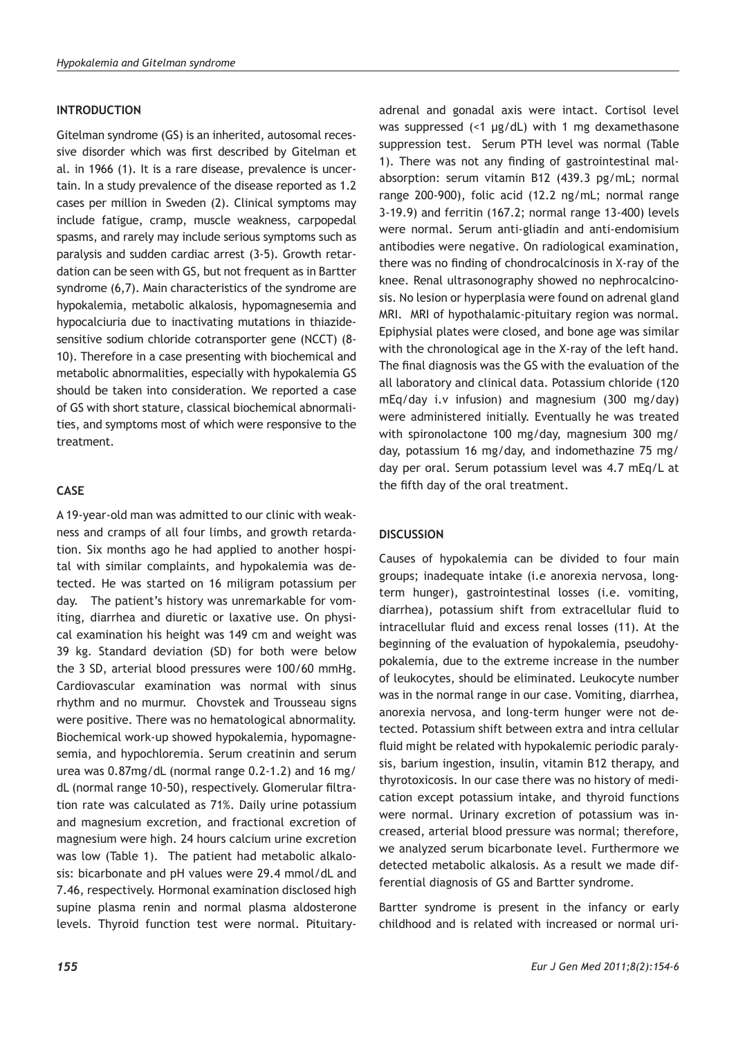## INTRODUCTION

Gitelman syndrome (GS) is an inherited, autosomal recessive disorder which was first described by Gitelman et al. in 1966 (1). It is a rare disease, prevalence is uncertain. In a study prevalence of the disease reported as 1.2 cases per million in Sweden (2). Clinical symptoms may include fatigue, cramp, muscle weakness, carpopedal spasms, and rarely may include serious symptoms such as paralysis and sudden cardiac arrest (3-5). Growth retardation can be seen with GS, but not frequent as in Bartter syndrome (6,7). Main characteristics of the syndrome are hypokalemia, metabolic alkalosis, hypomagnesemia and hypocalciuria due to inactivating mutations in thiazide-sensitive sodium chloride cotransporter gene (NCCT) (8-10). Therefore in a case presenting with biochemical and metabolic abnormalities, especially with hypokalemia GS should be taken into consideration. We reported a case of GS with short stature, classical biochemical abnormalities, and symptoms most of which were responsive to the treatment.

## CASE

A 19-year-old man was admitted to our clinic with weakness and cramps of all four limbs, and growth retardation. Six months ago he had applied to another hospital with similar complaints, and hypokalemia was detected. He was started on 16 miligram potassium per day. The patient's history was unremarkable for vomiting, diarrhea and diuretic or laxative use. On physical examination his height was 149 cm and weight was 39 kg. Standard deviation (SD) for both were below the 3 SD, arterial blood pressures were 100/60 mmHg. Cardiovascular examination was normal with sinus rhythm and no murmur. Chovstek and Trousseau signs were positive. There was no hematological abnormality. Biochemical work-up showed hypokalemia, hypomagnesemia, and hypochloremia. Serum creatinin and serum urea was 0.87mg/dL (normal range 0.2-1.2) and 16 mg/dL (normal range 10-50), respectively. Glomerular filtration rate was calculated as 71%. Daily urine potassium and magnesium excretion, and fractional excretion of magnesium were high. 24 hours calcium urine excretion was low (Table 1). The patient had metabolic alkalosis: bicarbonate and pH values were 29.4 mmol/dL and 7.46, respectively. Hormonal examination disclosed high supine plasma renin and normal plasma aldosterone levels. Thyroid function test were normal. Pituitary-adrenal and gonadal axis were intact. Cortisol level was suppressed (<1 µg/dL) with 1 mg dexamethasone suppression test. Serum PTH level was normal (Table 1). There was not any finding of gastrointestinal malabsorption: serum vitamin B12 (439.3 pg/mL; normal range 200-900), folic acid (12.2 ng/mL; normal range 3-19.9) and ferritin (167.2; normal range 13-400) levels were normal. Serum anti-gliadin and anti-endomisium antibodies were negative. On radiological examination, there was no finding of chondrocalcinosis in X-ray of the knee. Renal ultrasonography showed no nephrocalcinosis. No lesion or hyperplasia were found on adrenal gland MRI. MRI of hypothalamic-pituitary region was normal. Epiphysial plates were closed, and bone age was similar with the chronological age in the X-ray of the left hand. The final diagnosis was the GS with the evaluation of the all laboratory and clinical data. Potassium chloride (120 mEq/day i.v infusion) and magnesium (300 mg/day) were administered initially. Eventually he was treated with spironolactone 100 mg/day, magnesium 300 mg/day, potassium 16 mg/day, and indomethazine 75 mg/day per oral. Serum potassium level was 4.7 mEq/L at the fifth day of the oral treatment.

## DISCUSSION

Causes of hypokalemia can be divided to four main groups; inadequate intake (i.e anorexia nervosa, long-term hunger), gastrointestinal losses (i.e. vomiting, diarrhea), potassium shift from extracellular fluid to intracellular fluid and excess renal losses (11). At the beginning of the evaluation of hypokalemia, pseudohypokalemia, due to the extreme increase in the number of leukocytes, should be eliminated. Leukocyte number was in the normal range in our case. Vomiting, diarrhea, anorexia nervosa, and long-term hunger were not detected. Potassium shift between extra and intra cellular fluid might be related with hypokalemic periodic paralysis, barium ingestion, insulin, vitamin B12 therapy, and thyrotoxicosis. In our case there was no history of medication except potassium intake, and thyroid functions were normal. Urinary excretion of potassium was increased, arterial blood pressure was normal; therefore, we analyzed serum bicarbonate level. Furthermore we detected metabolic alkalosis. As a result we made differential diagnosis of GS and Bartter syndrome.

Bartter syndrome is present in the infancy or early childhood and is related with increased or normal uri-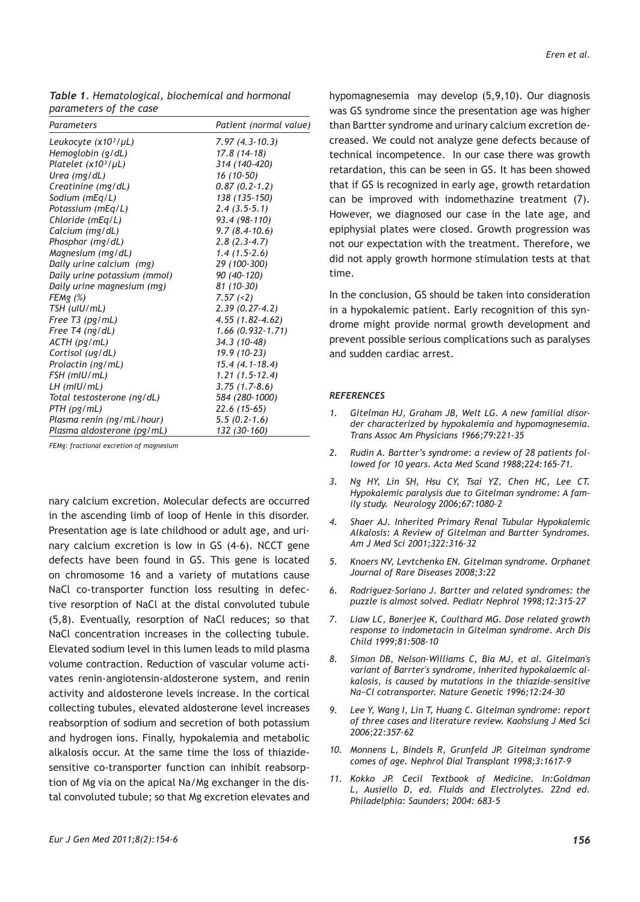*Table 1. Hematological, biochemical and hormonal parameters of the case*

| Parameters | Patient (normal value) |
|---|---|
| Leukocyte ($x10^3/\mu L$) | 7.97 (4.3-10.3) |
| Hemoglobin (g/dL) | 17.8 (14-18) |
| Platelet ($x10^3/\mu L$) | 314 (140-420) |
| Urea (mg/dL) | 16 (10-50) |
| Creatinine (mg/dL) | 0.87 (0.2-1.2) |
| Sodium (mEq/L) | 138 (135-150) |
| Potassium (mEq/L) | 2.4 (3.5-5.1) |
| Chloride (mEq/L) | 93.4 (98-110) |
| Calcium (mg/dL) | 9.7 (8.4-10.6) |
| Phosphor (mg/dL) | 2.8 (2.3-4.7) |
| Magnesium (mg/dL) | 1.4 (1.5-2.6) |
| Daily urine calcium (mg) | 29 (100-300) |
| Daily urine potassium (mmol) | 90 (40-120) |
| Daily urine magnesium (mg) | 81 (10-30) |
| FEMg (%) | 7.57 (<2) |
| TSH (uIU/mL) | 2.39 (0.27-4.2) |
| Free T3 (pg/mL) | 4.55 (1.82-4.62) |
| Free T4 (ng/dL) | 1.66 (0.932-1.71) |
| ACTH (pg/mL) | 34.3 (10-48) |
| Cortisol (ug/dL) | 19.9 (10-23) |
| Prolactin (ng/mL) | 15.4 (4.1-18.4) |
| FSH (mIU/mL) | 1.21 (1.5-12.4) |
| LH (mIU/mL) | 3.75 (1.7-8.6) |
| Total testosterone (ng/dL) | 584 (280-1000) |
| PTH (pg/mL) | 22.6 (15-65) |
| Plasma renin (ng/mL/hour) | 5.5 (0.2-1.6) |
| Plasma aldosterone (pg/mL) | 132 (30-160) |

*FEMg: fractional excretion of magnesium*

nary calcium excretion. Molecular defects are occurred in the ascending limb of loop of Henle in this disorder. Presentation age is late childhood or adult age, and urinary calcium excretion is low in GS (4-6). NCCT gene defects have been found in GS. This gene is located on chromosome 16 and a variety of mutations cause NaCl co-transporter function loss resulting in defective resorption of NaCl at the distal convoluted tubule (5,8). Eventually, resorption of NaCl reduces; so that NaCl concentration increases in the collecting tubule. Elevated sodium level in this lumen leads to mild plasma volume contraction. Reduction of vascular volume activates renin-angiotensin-aldosterone system, and renin activity and aldosterone levels increase. In the cortical collecting tubules, elevated aldosterone level increases reabsorption of sodium and secretion of both potassium and hydrogen ions. Finally, hypokalemia and metabolic alkalosis occur. At the same time the loss of thiazide-sensitive co-transporter function can inhibit reabsorption of Mg via on the apical Na/Mg exchanger in the distal convoluted tubule; so that Mg excretion elevates and hypomagnesemia may develop (5,9,10). Our diagnosis was GS syndrome since the presentation age was higher than Bartter syndrome and urinary calcium excretion decreased. We could not analyze gene defects because of technical incompetence. In our case there was growth retardation, this can be seen in GS. It has been showed that if GS is recognized in early age, growth retardation can be improved with indomethazine treatment (7). However, we diagnosed our case in the late age, and epiphysial plates were closed. Growth progression was not our expectation with the treatment. Therefore, we did not apply growth hormone stimulation tests at that time.

In the conclusion, GS should be taken into consideration in a hypokalemic patient. Early recognition of this syndrome might provide normal growth development and prevent possible serious complications such as paralyses and sudden cardiac arrest.

### REFERENCES

1. Gitelman HJ, Graham JB, Welt LG. A new familial disorder characterized by hypokalemia and hypomagnesemia. Trans Assoc Am Physicians 1966;79:221-35
2. Rudin A. Bartter's syndrome: a review of 28 patients followed for 10 years. Acta Med Scand 1988;224:165–71.
3. Ng HY, Lin SH, Hsu CY, Tsai YZ, Chen HC, Lee CT. Hypokalemic paralysis due to Gitelman syndrome: A family study. Neurology 2006;67:1080–2
4. Shaer AJ. Inherited Primary Renal Tubular Hypokalemic Alkalosis: A Review of Gitelman and Bartter Syndromes. Am J Med Sci 2001;322:316–32
5. Knoers NV, Levtchenko EN. Gitelman syndrome. Orphanet Journal of Rare Diseases 2008;3:22
6. Rodriguez-Soriano J. Bartter and related syndromes: the puzzle is almost solved. Pediatr Nephrol 1998;12:315-27
7. Liaw LC, Banerjee K, Coulthard MG. Dose related growth response to indometacin in Gitelman syndrome. Arch Dis Child 1999;81:508–10
8. Simon DB, Nelson-Williams C, Bia MJ, et al. Gitelman's variant of Barrter's syndrome, inherited hypokalaemic alkalosis, is caused by mutations in the thiazide-sensitive Na–Cl cotransporter. Nature Genetic 1996;12:24-30
9. Lee Y, Wang I, Lin T, Huang C. Gitelman syndrome: report of three cases and literature review. Kaohsiung J Med Sci 2006;22:357–62
10. Monnens L, Bindels R, Grunfeld JP. Gitelman syndrome comes of age. Nephrol Dial Transplant 1998;3:1617–9
11. Kokko JP. Cecil Textbook of Medicine. In:Goldman L, Ausiello D, ed. Fluids and Electrolytes. 22nd ed. Philadelphia: Saunders; 2004: 683-5